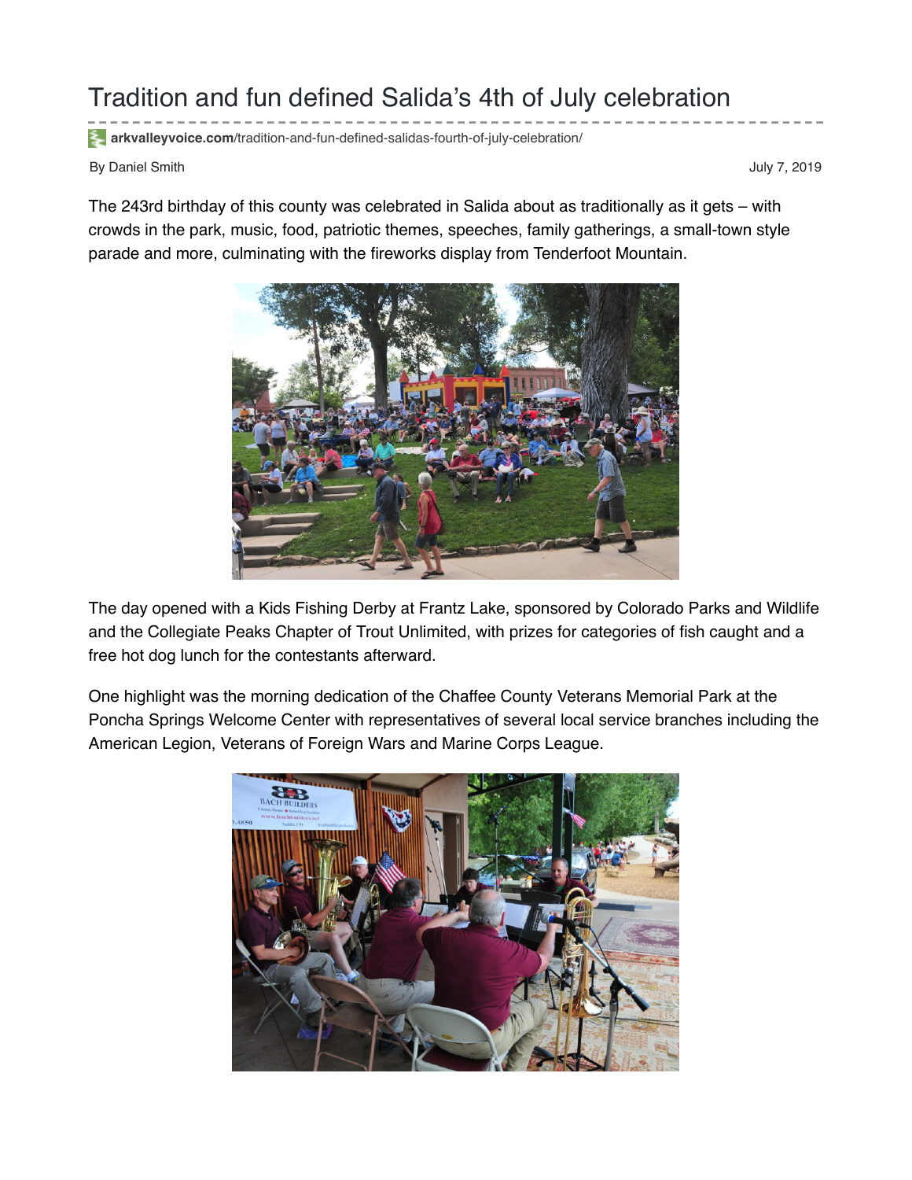# Tradition and fun defined Salida's 4th of July celebration

**arkvalleyvoice.com**/tradition-and-fun-defined-salidas-fourth-of-july-celebration/

By Daniel Smith

July 7, 2019

The 243rd birthday of this county was celebrated in Salida about as traditionally as it gets – with crowds in the park, music, food, patriotic themes, speeches, family gatherings, a small-town style parade and more, culminating with the fireworks display from Tenderfoot Mountain.

The day opened with a Kids Fishing Derby at Frantz Lake, sponsored by Colorado Parks and Wildlife and the Collegiate Peaks Chapter of Trout Unlimited, with prizes for categories of fish caught and a free hot dog lunch for the contestants afterward.

One highlight was the morning dedication of the Chaffee County Veterans Memorial Park at the Poncha Springs Welcome Center with representatives of several local service branches including the American Legion, Veterans of Foreign Wars and Marine Corps League.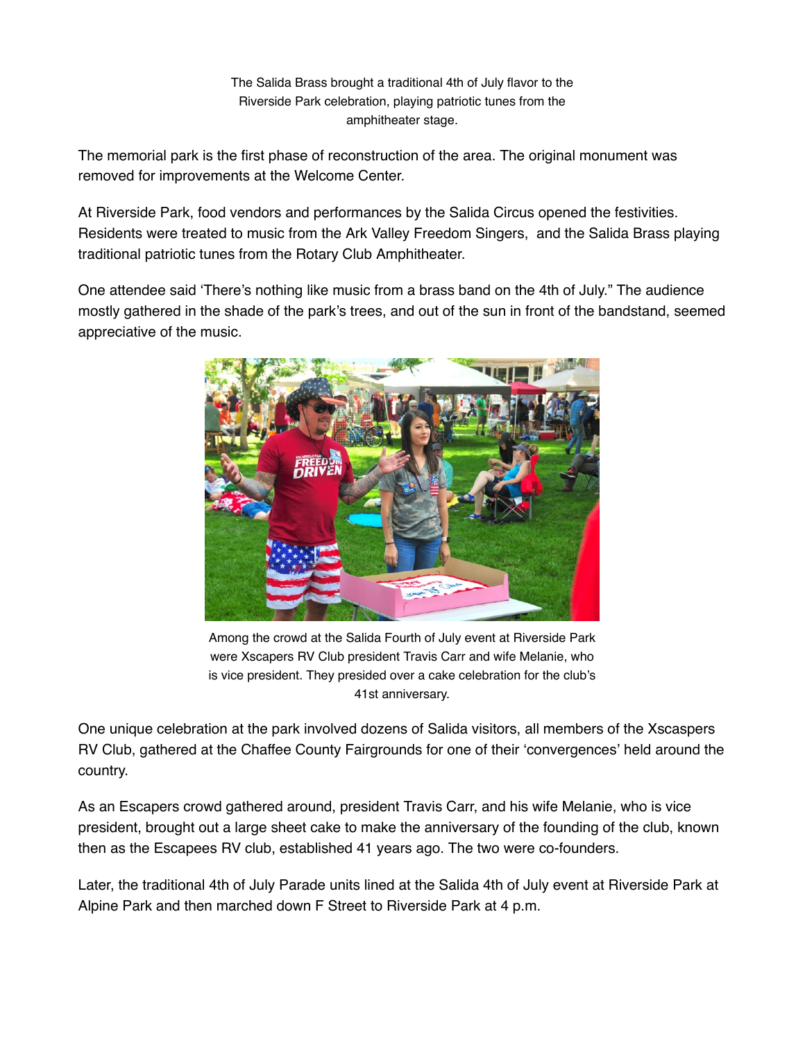The Salida Brass brought a traditional 4th of July flavor to the Riverside Park celebration, playing patriotic tunes from the amphitheater stage.

The memorial park is the first phase of reconstruction of the area. The original monument was removed for improvements at the Welcome Center.

At Riverside Park, food vendors and performances by the Salida Circus opened the festivities. Residents were treated to music from the Ark Valley Freedom Singers, and the Salida Brass playing traditional patriotic tunes from the Rotary Club Amphitheater.

One attendee said 'There's nothing like music from a brass band on the 4th of July." The audience mostly gathered in the shade of the park's trees, and out of the sun in front of the bandstand, seemed appreciative of the music.

Among the crowd at the Salida Fourth of July event at Riverside Park were Xscapers RV Club president Travis Carr and wife Melanie, who is vice president. They presided over a cake celebration for the club's 41st anniversary.

One unique celebration at the park involved dozens of Salida visitors, all members of the Xscaspers RV Club, gathered at the Chaffee County Fairgrounds for one of their 'convergences' held around the country.

As an Escapers crowd gathered around, president Travis Carr, and his wife Melanie, who is vice president, brought out a large sheet cake to make the anniversary of the founding of the club, known then as the Escapees RV club, established 41 years ago. The two were co-founders.

Later, the traditional 4th of July Parade units lined at the Salida 4th of July event at Riverside Park at Alpine Park and then marched down F Street to Riverside Park at 4 p.m.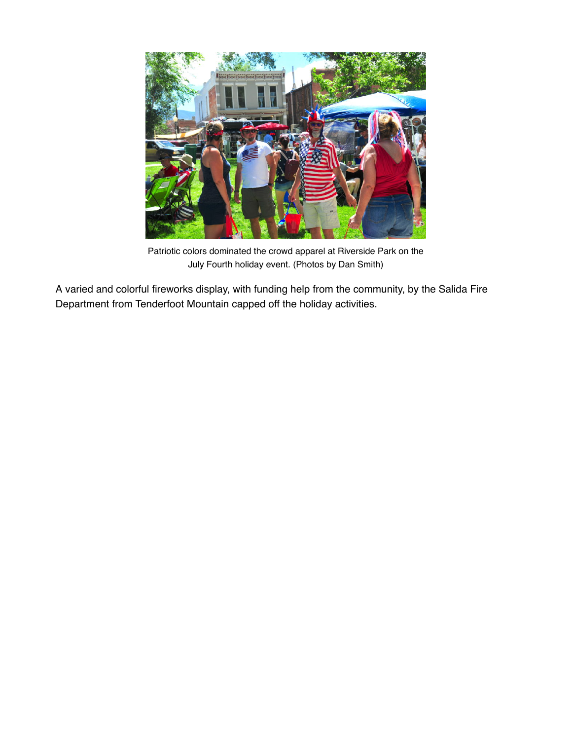Patriotic colors dominated the crowd apparel at Riverside Park on the July Fourth holiday event. (Photos by Dan Smith)

A varied and colorful fireworks display, with funding help from the community, by the Salida Fire Department from Tenderfoot Mountain capped off the holiday activities.